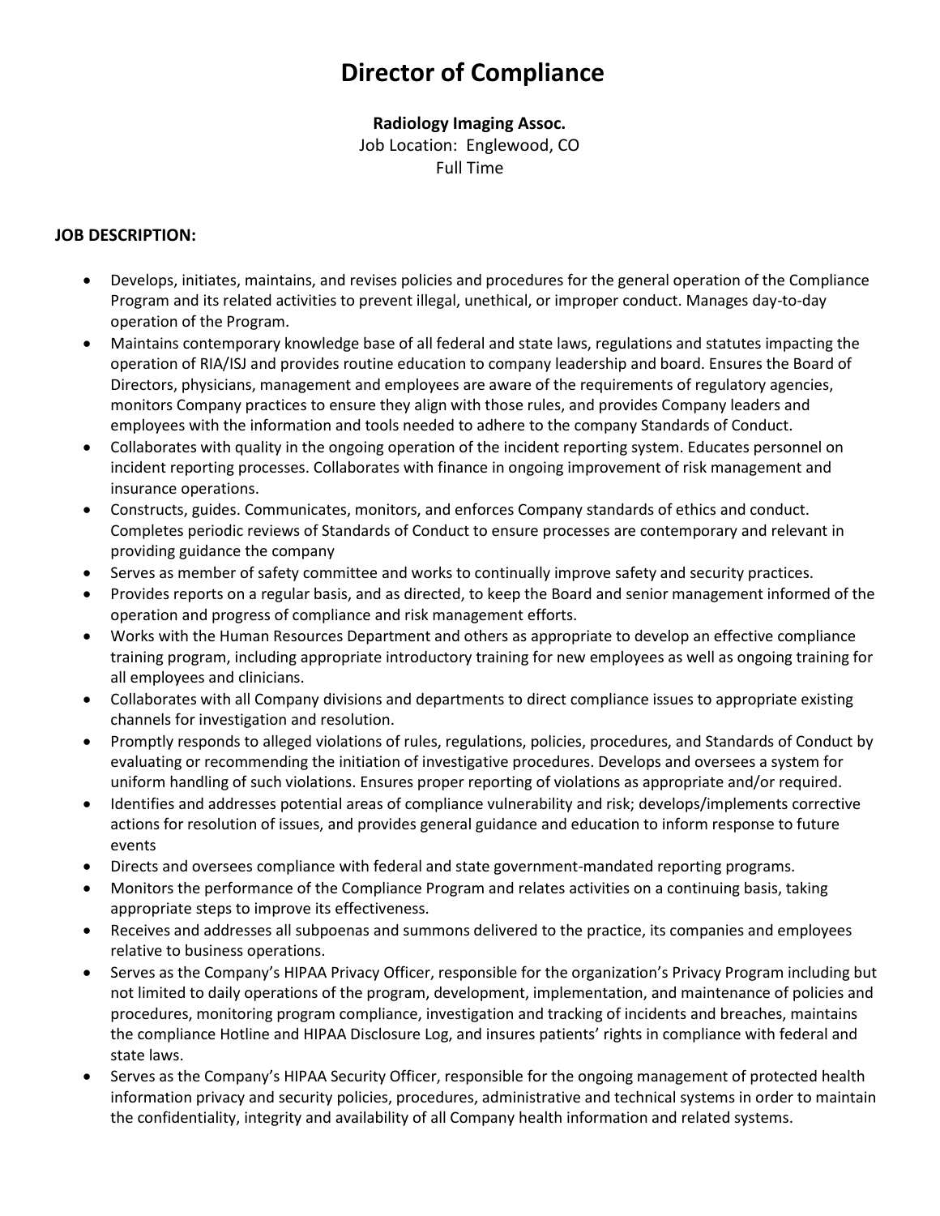# Director of Compliance

**Radiology Imaging Assoc.**
Job Location: Englewood, CO
Full Time

**JOB DESCRIPTION:**

- Develops, initiates, maintains, and revises policies and procedures for the general operation of the Compliance Program and its related activities to prevent illegal, unethical, or improper conduct. Manages day-to-day operation of the Program.
- Maintains contemporary knowledge base of all federal and state laws, regulations and statutes impacting the operation of RIA/ISJ and provides routine education to company leadership and board. Ensures the Board of Directors, physicians, management and employees are aware of the requirements of regulatory agencies, monitors Company practices to ensure they align with those rules, and provides Company leaders and employees with the information and tools needed to adhere to the company Standards of Conduct.
- Collaborates with quality in the ongoing operation of the incident reporting system. Educates personnel on incident reporting processes. Collaborates with finance in ongoing improvement of risk management and insurance operations.
- Constructs, guides. Communicates, monitors, and enforces Company standards of ethics and conduct. Completes periodic reviews of Standards of Conduct to ensure processes are contemporary and relevant in providing guidance the company
- Serves as member of safety committee and works to continually improve safety and security practices.
- Provides reports on a regular basis, and as directed, to keep the Board and senior management informed of the operation and progress of compliance and risk management efforts.
- Works with the Human Resources Department and others as appropriate to develop an effective compliance training program, including appropriate introductory training for new employees as well as ongoing training for all employees and clinicians.
- Collaborates with all Company divisions and departments to direct compliance issues to appropriate existing channels for investigation and resolution.
- Promptly responds to alleged violations of rules, regulations, policies, procedures, and Standards of Conduct by evaluating or recommending the initiation of investigative procedures. Develops and oversees a system for uniform handling of such violations. Ensures proper reporting of violations as appropriate and/or required.
- Identifies and addresses potential areas of compliance vulnerability and risk; develops/implements corrective actions for resolution of issues, and provides general guidance and education to inform response to future events
- Directs and oversees compliance with federal and state government-mandated reporting programs.
- Monitors the performance of the Compliance Program and relates activities on a continuing basis, taking appropriate steps to improve its effectiveness.
- Receives and addresses all subpoenas and summons delivered to the practice, its companies and employees relative to business operations.
- Serves as the Company's HIPAA Privacy Officer, responsible for the organization's Privacy Program including but not limited to daily operations of the program, development, implementation, and maintenance of policies and procedures, monitoring program compliance, investigation and tracking of incidents and breaches, maintains the compliance Hotline and HIPAA Disclosure Log, and insures patients' rights in compliance with federal and state laws.
- Serves as the Company's HIPAA Security Officer, responsible for the ongoing management of protected health information privacy and security policies, procedures, administrative and technical systems in order to maintain the confidentiality, integrity and availability of all Company health information and related systems.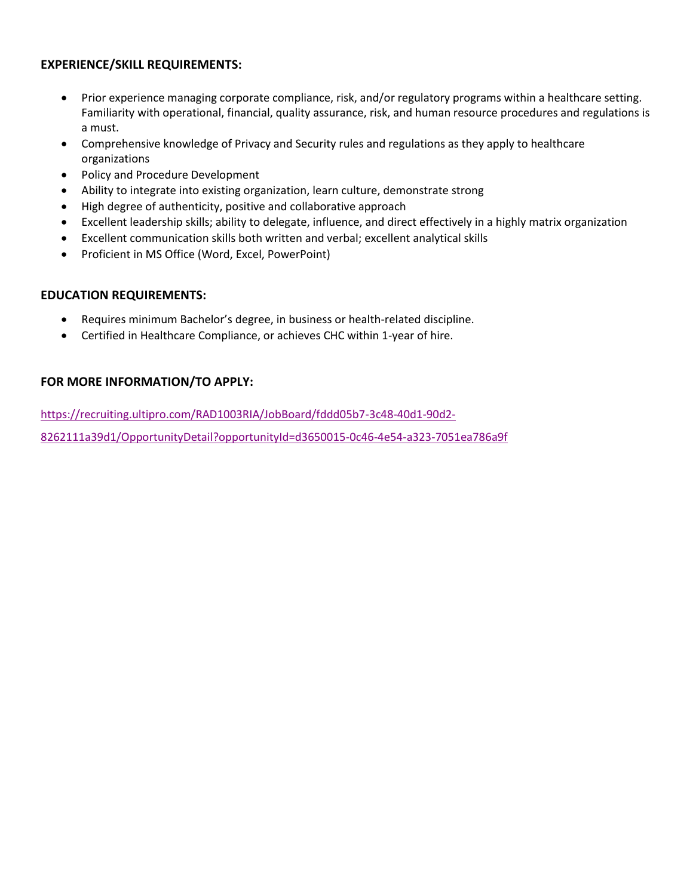**EXPERIENCE/SKILL REQUIREMENTS:**

- Prior experience managing corporate compliance, risk, and/or regulatory programs within a healthcare setting. Familiarity with operational, financial, quality assurance, risk, and human resource procedures and regulations is a must.
- Comprehensive knowledge of Privacy and Security rules and regulations as they apply to healthcare organizations
- Policy and Procedure Development
- Ability to integrate into existing organization, learn culture, demonstrate strong
- High degree of authenticity, positive and collaborative approach
- Excellent leadership skills; ability to delegate, influence, and direct effectively in a highly matrix organization
- Excellent communication skills both written and verbal; excellent analytical skills
- Proficient in MS Office (Word, Excel, PowerPoint)

**EDUCATION REQUIREMENTS:**

- Requires minimum Bachelor's degree, in business or health-related discipline.
- Certified in Healthcare Compliance, or achieves CHC within 1-year of hire.

**FOR MORE INFORMATION/TO APPLY:**

https://recruiting.ultipro.com/RAD1003RIA/JobBoard/fddd05b7-3c48-40d1-90d2-8262111a39d1/OpportunityDetail?opportunityId=d3650015-0c46-4e54-a323-7051ea786a9f